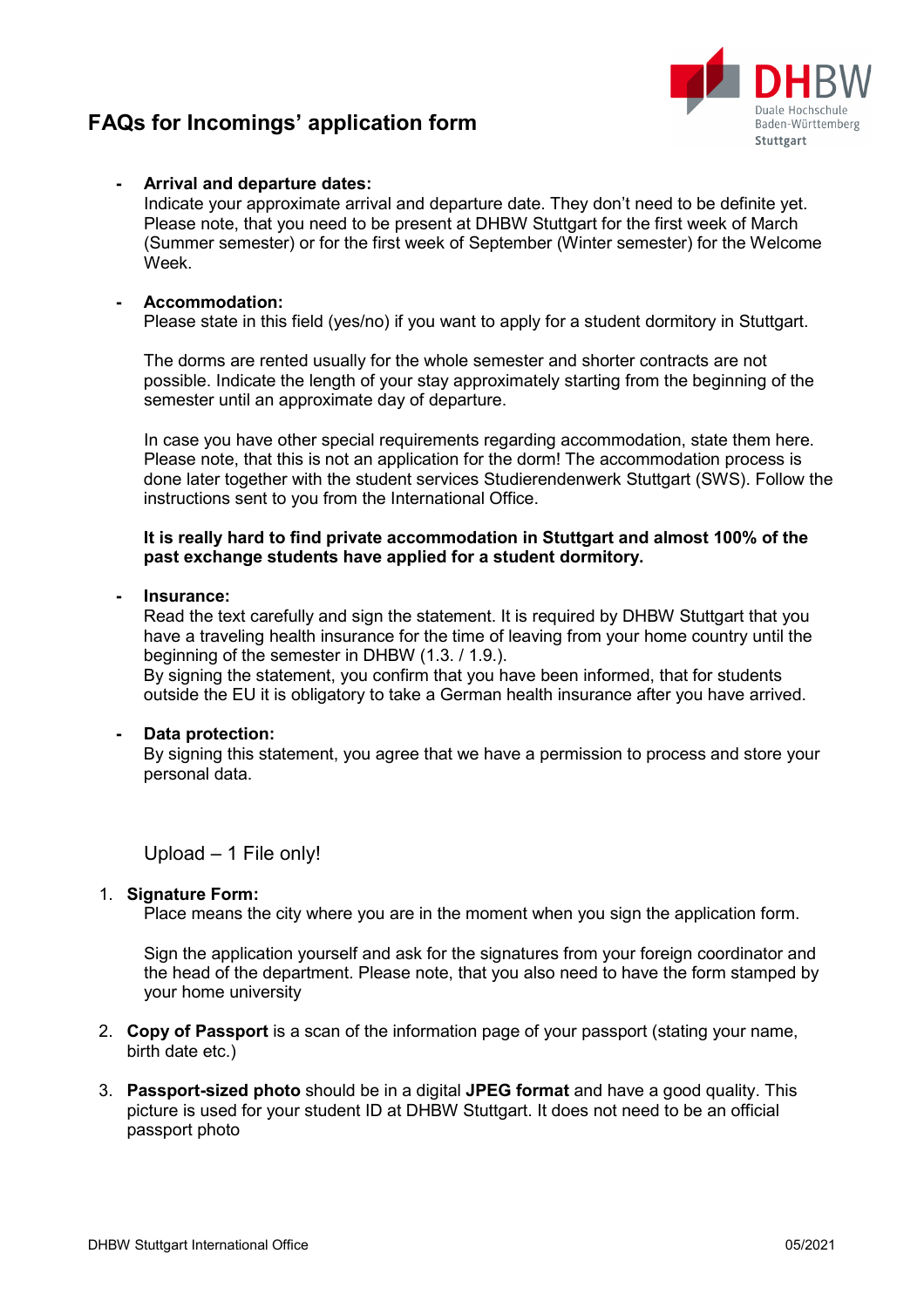# FAQs for Incomings' application form

- **Arrival and departure dates:**
  Indicate your approximate arrival and departure date. They don't need to be definite yet. Please note, that you need to be present at DHBW Stuttgart for the first week of March (Summer semester) or for the first week of September (Winter semester) for the Welcome Week.

- **Accommodation:**
  Please state in this field (yes/no) if you want to apply for a student dormitory in Stuttgart.

  The dorms are rented usually for the whole semester and shorter contracts are not possible. Indicate the length of your stay approximately starting from the beginning of the semester until an approximate day of departure.

  In case you have other special requirements regarding accommodation, state them here. Please note, that this is not an application for the dorm! The accommodation process is done later together with the student services Studierendenwerk Stuttgart (SWS). Follow the instructions sent to you from the International Office.

  **It is really hard to find private accommodation in Stuttgart and almost 100% of the past exchange students have applied for a student dormitory.**

- **Insurance:**
  Read the text carefully and sign the statement. It is required by DHBW Stuttgart that you have a traveling health insurance for the time of leaving from your home country until the beginning of the semester in DHBW (1.3. / 1.9.).
  By signing the statement, you confirm that you have been informed, that for students outside the EU it is obligatory to take a German health insurance after you have arrived.

- **Data protection:**
  By signing this statement, you agree that we have a permission to process and store your personal data.

Upload – 1 File only!

1. **Signature Form:**
   Place means the city where you are in the moment when you sign the application form.

   Sign the application yourself and ask for the signatures from your foreign coordinator and the head of the department. Please note, that you also need to have the form stamped by your home university

2. **Copy of Passport** is a scan of the information page of your passport (stating your name, birth date etc.)

3. **Passport-sized photo** should be in a digital **JPEG format** and have a good quality. This picture is used for your student ID at DHBW Stuttgart. It does not need to be an official passport photo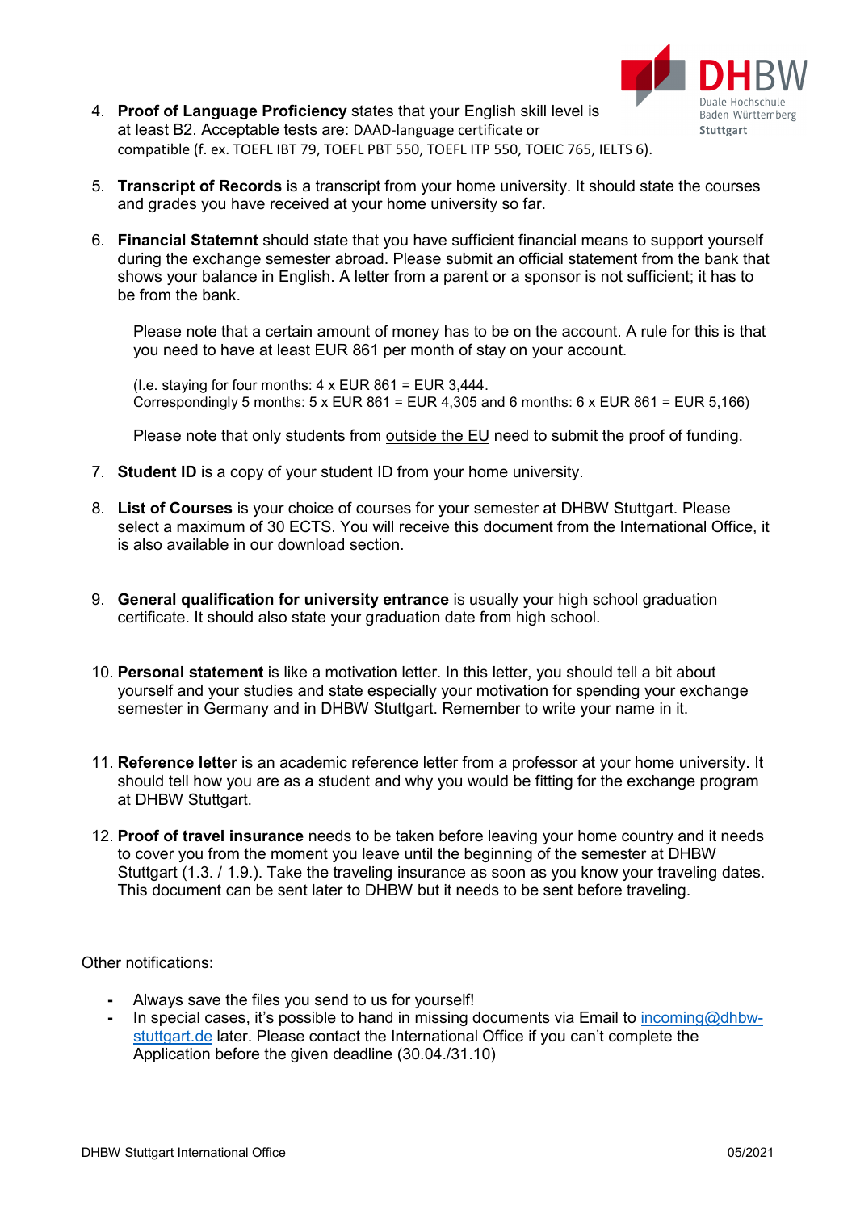4. **Proof of Language Proficiency** states that your English skill level is at least B2. Acceptable tests are: DAAD-language certificate or compatible (f. ex. TOEFL IBT 79, TOEFL PBT 550, TOEFL ITP 550, TOEIC 765, IELTS 6).

5. **Transcript of Records** is a transcript from your home university. It should state the courses and grades you have received at your home university so far.

6. **Financial Statemnt** should state that you have sufficient financial means to support yourself during the exchange semester abroad. Please submit an official statement from the bank that shows your balance in English. A letter from a parent or a sponsor is not sufficient; it has to be from the bank.

   Please note that a certain amount of money has to be on the account. A rule for this is that you need to have at least EUR 861 per month of stay on your account.

   (I.e. staying for four months: 4 x EUR 861 = EUR 3,444.
   Correspondingly 5 months: 5 x EUR 861 = EUR 4,305 and 6 months: 6 x EUR 861 = EUR 5,166)

   Please note that only students from <u>outside the EU</u> need to submit the proof of funding.

7. **Student ID** is a copy of your student ID from your home university.

8. **List of Courses** is your choice of courses for your semester at DHBW Stuttgart. Please select a maximum of 30 ECTS. You will receive this document from the International Office, it is also available in our download section.

9. **General qualification for university entrance** is usually your high school graduation certificate. It should also state your graduation date from high school.

10. **Personal statement** is like a motivation letter. In this letter, you should tell a bit about yourself and your studies and state especially your motivation for spending your exchange semester in Germany and in DHBW Stuttgart. Remember to write your name in it.

11. **Reference letter** is an academic reference letter from a professor at your home university. It should tell how you are as a student and why you would be fitting for the exchange program at DHBW Stuttgart.

12. **Proof of travel insurance** needs to be taken before leaving your home country and it needs to cover you from the moment you leave until the beginning of the semester at DHBW Stuttgart (1.3. / 1.9.). Take the traveling insurance as soon as you know your traveling dates. This document can be sent later to DHBW but it needs to be sent before traveling.

Other notifications:

- Always save the files you send to us for yourself!
- In special cases, it's possible to hand in missing documents via Email to incoming@dhbw-stuttgart.de later. Please contact the International Office if you can't complete the Application before the given deadline (30.04./31.10)